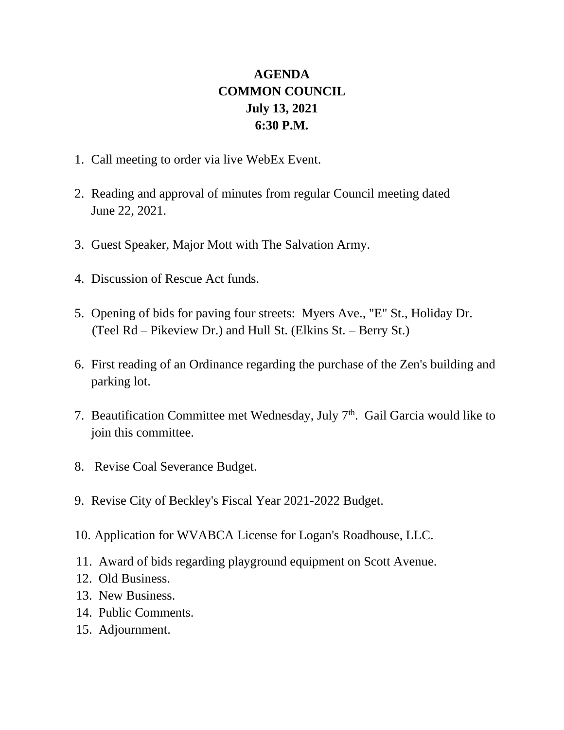# AGENDA
# COMMON COUNCIL
# July 13, 2021
# 6:30 P.M.

1. Call meeting to order via live WebEx Event.
2. Reading and approval of minutes from regular Council meeting dated June 22, 2021.
3. Guest Speaker, Major Mott with The Salvation Army.
4. Discussion of Rescue Act funds.
5. Opening of bids for paving four streets: Myers Ave., "E" St., Holiday Dr. (Teel Rd – Pikeview Dr.) and Hull St. (Elkins St. – Berry St.)
6. First reading of an Ordinance regarding the purchase of the Zen's building and parking lot.
7. Beautification Committee met Wednesday, July 7th. Gail Garcia would like to join this committee.
8. Revise Coal Severance Budget.
9. Revise City of Beckley's Fiscal Year 2021-2022 Budget.
10. Application for WVABCA License for Logan's Roadhouse, LLC.
11. Award of bids regarding playground equipment on Scott Avenue.
12. Old Business.
13. New Business.
14. Public Comments.
15. Adjournment.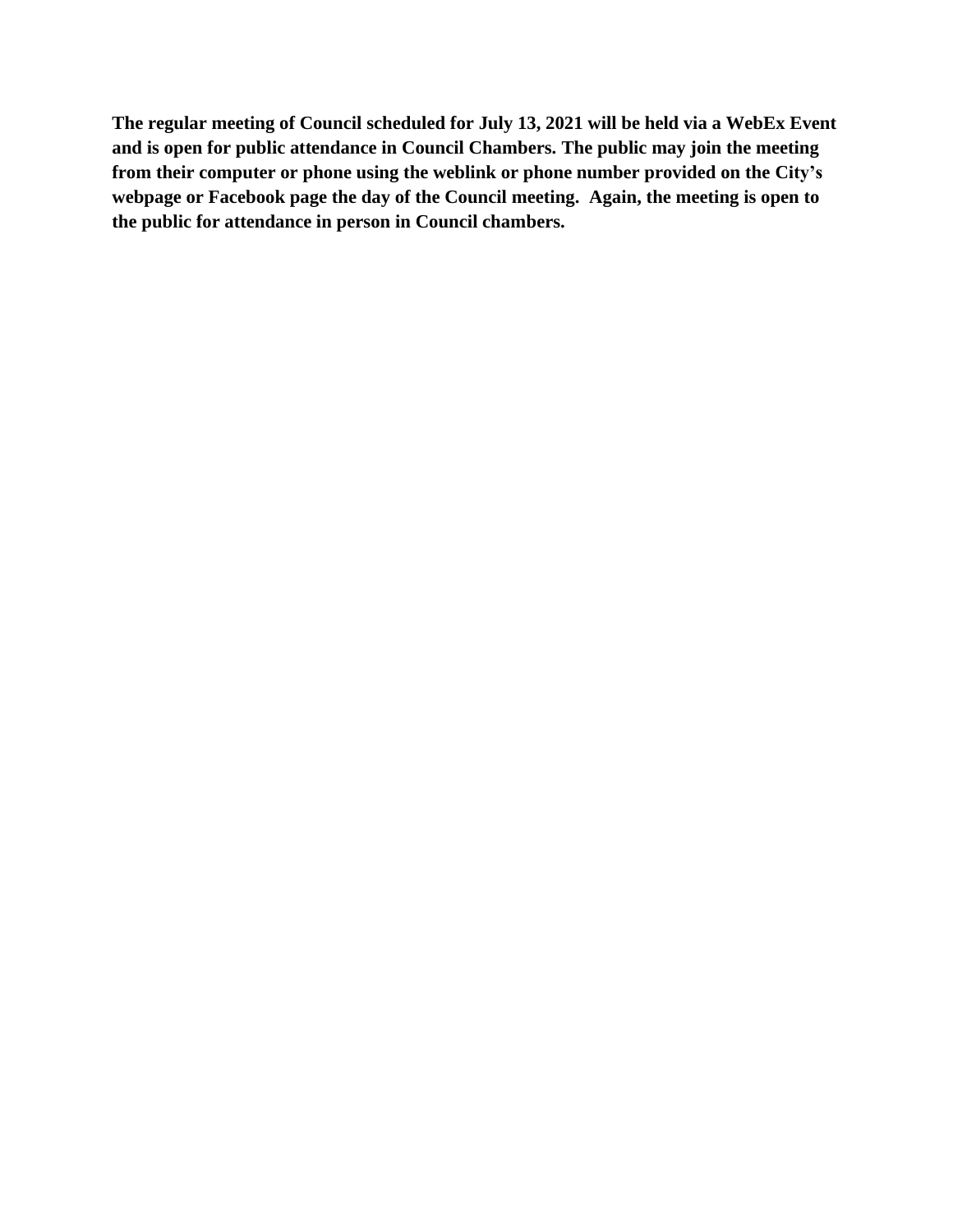**The regular meeting of Council scheduled for July 13, 2021 will be held via a WebEx Event and is open for public attendance in Council Chambers. The public may join the meeting from their computer or phone using the weblink or phone number provided on the City's webpage or Facebook page the day of the Council meeting. Again, the meeting is open to the public for attendance in person in Council chambers.**